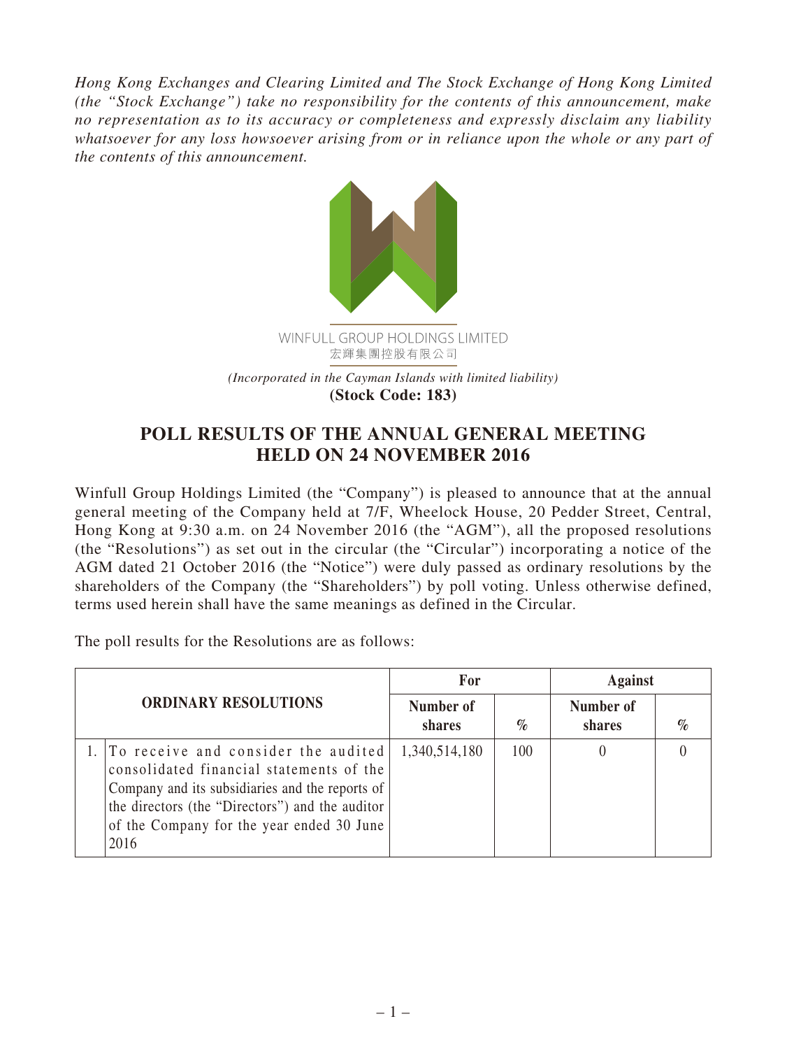*Hong Kong Exchanges and Clearing Limited and The Stock Exchange of Hong Kong Limited (the "Stock Exchange") take no responsibility for the contents of this announcement, make no representation as to its accuracy or completeness and expressly disclaim any liability whatsoever for any loss howsoever arising from or in reliance upon the whole or any part of the contents of this announcement.*

WINFULL GROUP HOLDINGS LIMITED
宏輝集團控股有限公司

*(Incorporated in the Cayman Islands with limited liability)*
**(Stock Code: 183)**

# POLL RESULTS OF THE ANNUAL GENERAL MEETING HELD ON 24 NOVEMBER 2016

Winfull Group Holdings Limited (the "Company") is pleased to announce that at the annual general meeting of the Company held at 7/F, Wheelock House, 20 Pedder Street, Central, Hong Kong at 9:30 a.m. on 24 November 2016 (the "AGM"), all the proposed resolutions (the "Resolutions") as set out in the circular (the "Circular") incorporating a notice of the AGM dated 21 October 2016 (the "Notice") were duly passed as ordinary resolutions by the shareholders of the Company (the "Shareholders") by poll voting. Unless otherwise defined, terms used herein shall have the same meanings as defined in the Circular.

The poll results for the Resolutions are as follows:

| ORDINARY RESOLUTIONS | | For | | Against | |
|---|---|---|---|---|---|
| | | Number of shares | % | Number of shares | % |
| 1. | To receive and consider the audited consolidated financial statements of the Company and its subsidiaries and the reports of the directors (the "Directors") and the auditor of the Company for the year ended 30 June 2016 | 1,340,514,180 | 100 | 0 | 0 |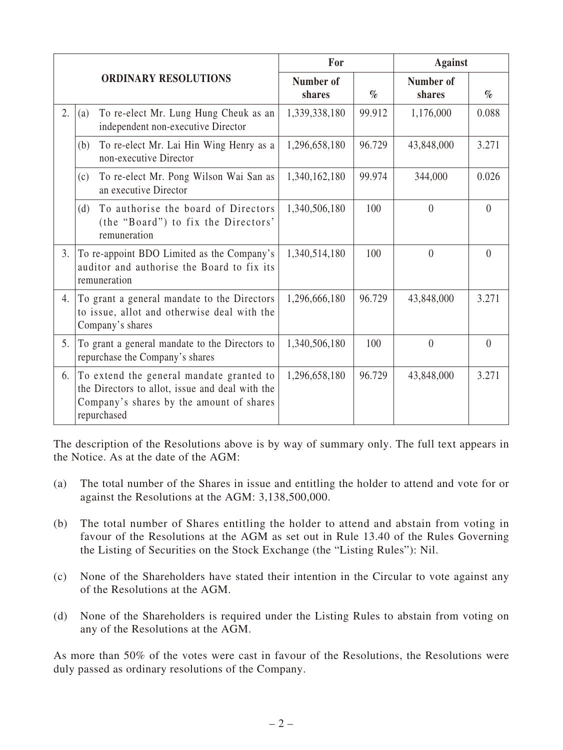| ORDINARY RESOLUTIONS | | For | | Against | |
|---|---|---|---|---|---|
| | | Number of shares | % | Number of shares | % |
| 2. | (a) To re-elect Mr. Lung Hung Cheuk as an independent non-executive Director | 1,339,338,180 | 99.912 | 1,176,000 | 0.088 |
| | (b) To re-elect Mr. Lai Hin Wing Henry as a non-executive Director | 1,296,658,180 | 96.729 | 43,848,000 | 3.271 |
| | (c) To re-elect Mr. Pong Wilson Wai San as an executive Director | 1,340,162,180 | 99.974 | 344,000 | 0.026 |
| | (d) To authorise the board of Directors (the "Board") to fix the Directors' remuneration | 1,340,506,180 | 100 | 0 | 0 |
| 3. | To re-appoint BDO Limited as the Company's auditor and authorise the Board to fix its remuneration | 1,340,514,180 | 100 | 0 | 0 |
| 4. | To grant a general mandate to the Directors to issue, allot and otherwise deal with the Company's shares | 1,296,666,180 | 96.729 | 43,848,000 | 3.271 |
| 5. | To grant a general mandate to the Directors to repurchase the Company's shares | 1,340,506,180 | 100 | 0 | 0 |
| 6. | To extend the general mandate granted to the Directors to allot, issue and deal with the Company's shares by the amount of shares repurchased | 1,296,658,180 | 96.729 | 43,848,000 | 3.271 |

The description of the Resolutions above is by way of summary only. The full text appears in the Notice. As at the date of the AGM:

(a) The total number of the Shares in issue and entitling the holder to attend and vote for or against the Resolutions at the AGM: 3,138,500,000.

(b) The total number of Shares entitling the holder to attend and abstain from voting in favour of the Resolutions at the AGM as set out in Rule 13.40 of the Rules Governing the Listing of Securities on the Stock Exchange (the "Listing Rules"): Nil.

(c) None of the Shareholders have stated their intention in the Circular to vote against any of the Resolutions at the AGM.

(d) None of the Shareholders is required under the Listing Rules to abstain from voting on any of the Resolutions at the AGM.

As more than 50% of the votes were cast in favour of the Resolutions, the Resolutions were duly passed as ordinary resolutions of the Company.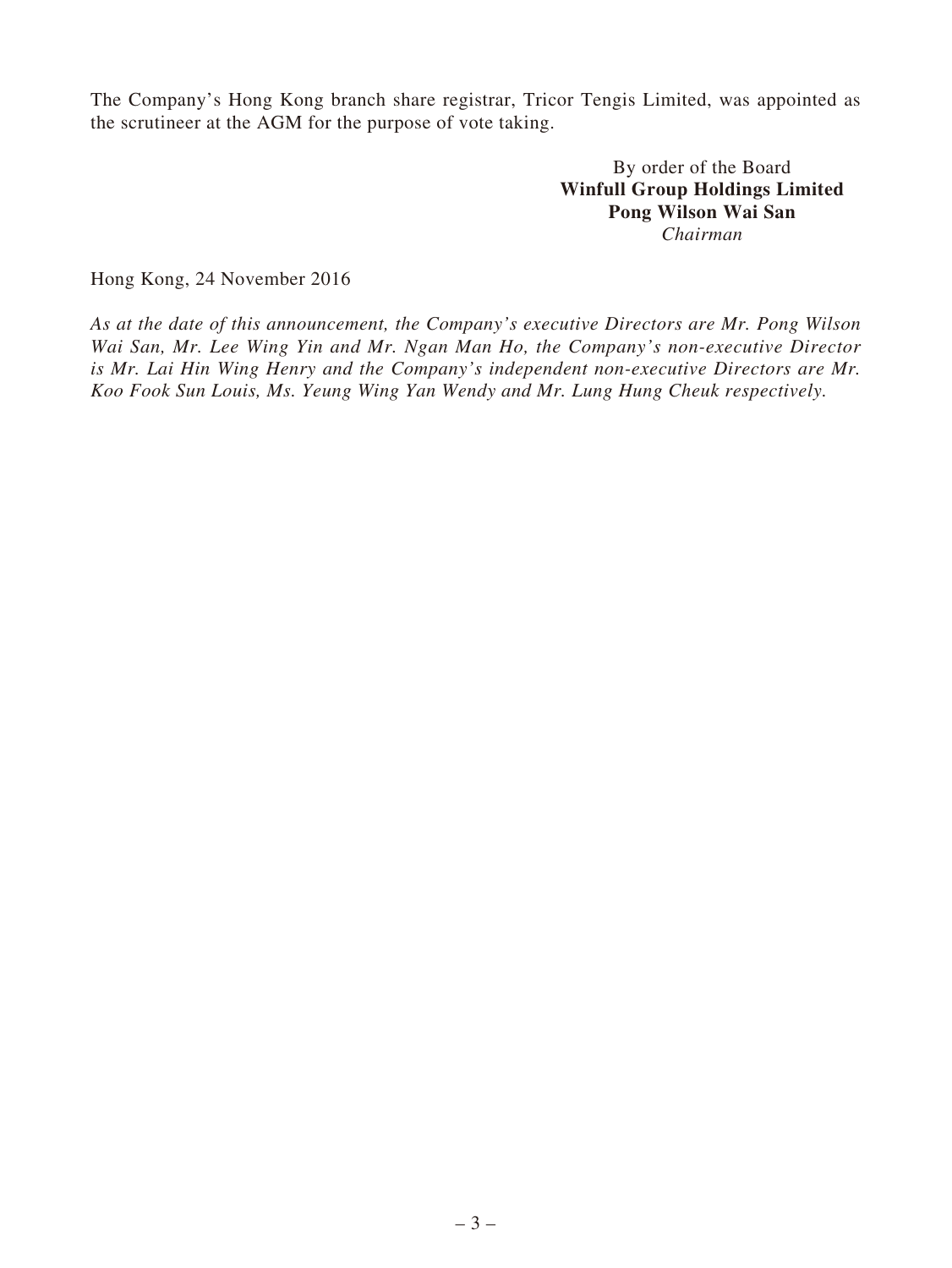The Company's Hong Kong branch share registrar, Tricor Tengis Limited, was appointed as the scrutineer at the AGM for the purpose of vote taking.

By order of the Board
**Winfull Group Holdings Limited**
**Pong Wilson Wai San**
*Chairman*

Hong Kong, 24 November 2016

*As at the date of this announcement, the Company's executive Directors are Mr. Pong Wilson Wai San, Mr. Lee Wing Yin and Mr. Ngan Man Ho, the Company's non-executive Director is Mr. Lai Hin Wing Henry and the Company's independent non-executive Directors are Mr. Koo Fook Sun Louis, Ms. Yeung Wing Yan Wendy and Mr. Lung Hung Cheuk respectively.*